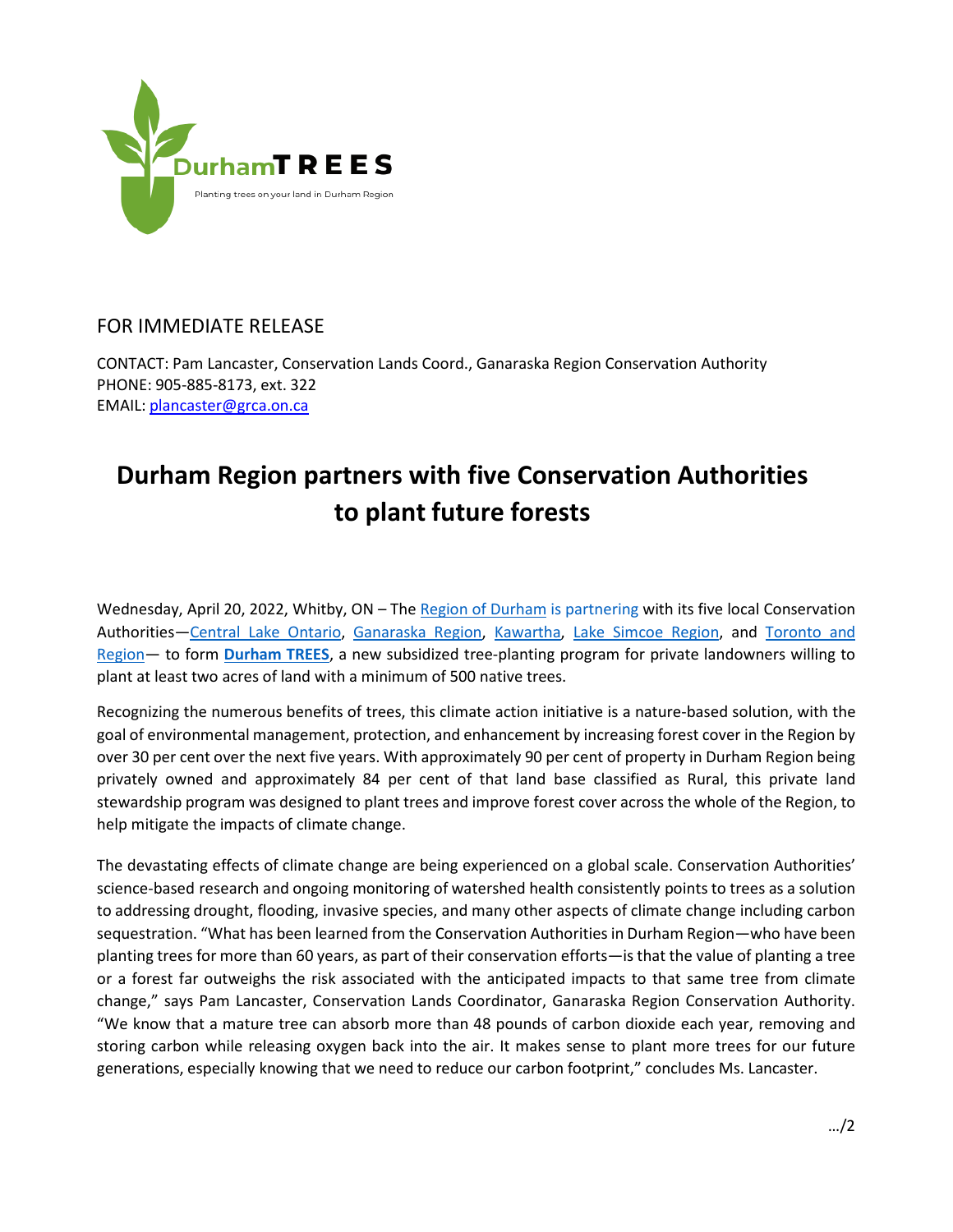DurhamTREES

Planting trees on your land in Durham Region

FOR IMMEDIATE RELEASE

CONTACT: Pam Lancaster, Conservation Lands Coord., Ganaraska Region Conservation Authority
PHONE: 905-885-8173, ext. 322
EMAIL: plancaster@grca.on.ca

# Durham Region partners with five Conservation Authorities to plant future forests

Wednesday, April 20, 2022, Whitby, ON – The Region of Durham is partnering with its five local Conservation Authorities—Central Lake Ontario, Ganaraska Region, Kawartha, Lake Simcoe Region, and Toronto and Region— to form **Durham TREES**, a new subsidized tree-planting program for private landowners willing to plant at least two acres of land with a minimum of 500 native trees.

Recognizing the numerous benefits of trees, this climate action initiative is a nature-based solution, with the goal of environmental management, protection, and enhancement by increasing forest cover in the Region by over 30 per cent over the next five years. With approximately 90 per cent of property in Durham Region being privately owned and approximately 84 per cent of that land base classified as Rural, this private land stewardship program was designed to plant trees and improve forest cover across the whole of the Region, to help mitigate the impacts of climate change.

The devastating effects of climate change are being experienced on a global scale. Conservation Authorities' science-based research and ongoing monitoring of watershed health consistently points to trees as a solution to addressing drought, flooding, invasive species, and many other aspects of climate change including carbon sequestration. "What has been learned from the Conservation Authorities in Durham Region—who have been planting trees for more than 60 years, as part of their conservation efforts—is that the value of planting a tree or a forest far outweighs the risk associated with the anticipated impacts to that same tree from climate change," says Pam Lancaster, Conservation Lands Coordinator, Ganaraska Region Conservation Authority. "We know that a mature tree can absorb more than 48 pounds of carbon dioxide each year, removing and storing carbon while releasing oxygen back into the air. It makes sense to plant more trees for our future generations, especially knowing that we need to reduce our carbon footprint," concludes Ms. Lancaster.

…/2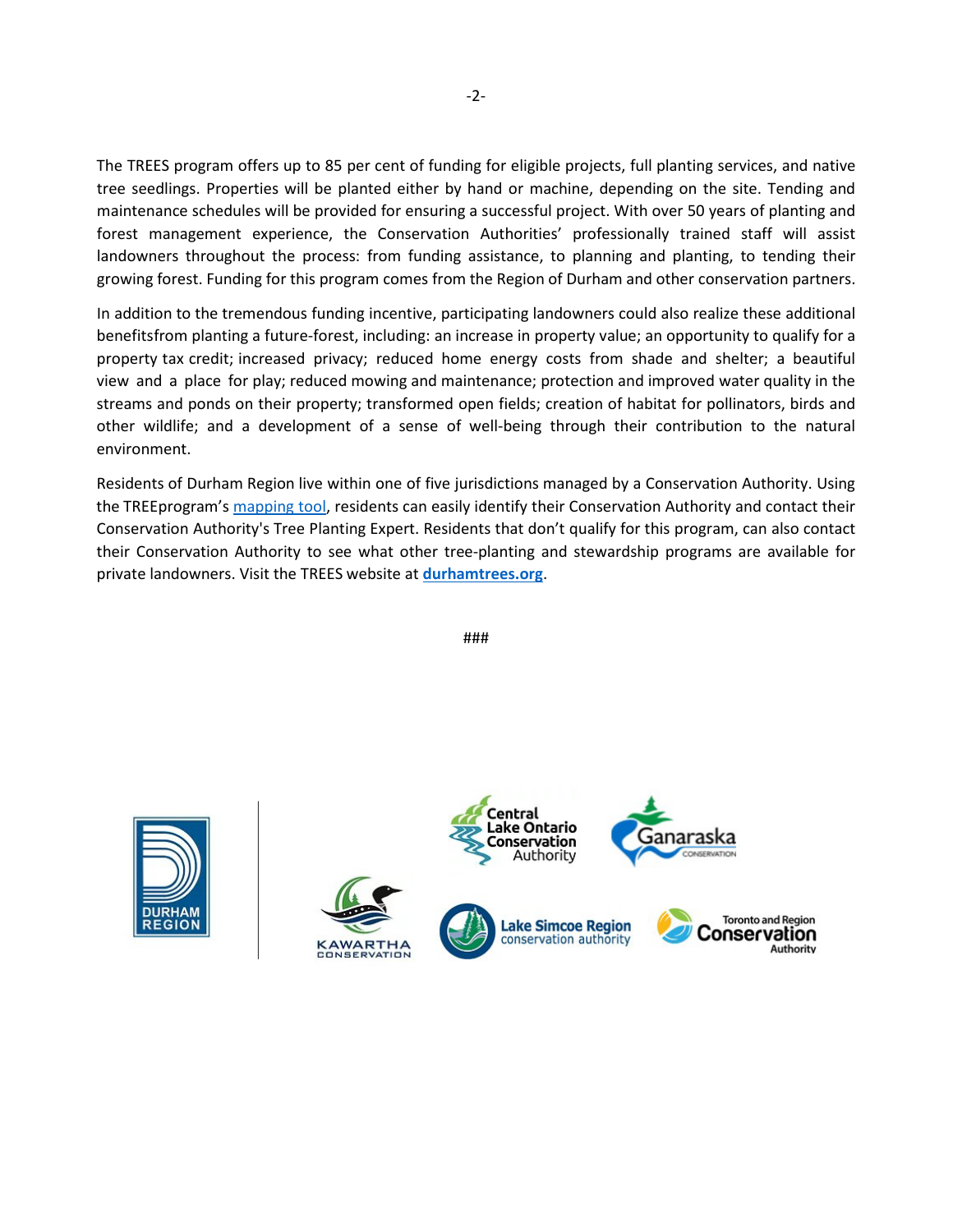The TREES program offers up to 85 per cent of funding for eligible projects, full planting services, and native tree seedlings. Properties will be planted either by hand or machine, depending on the site. Tending and maintenance schedules will be provided for ensuring a successful project. With over 50 years of planting and forest management experience, the Conservation Authorities' professionally trained staff will assist landowners throughout the process: from funding assistance, to planning and planting, to tending their growing forest. Funding for this program comes from the Region of Durham and other conservation partners.

In addition to the tremendous funding incentive, participating landowners could also realize these additional benefitsfrom planting a future-forest, including: an increase in property value; an opportunity to qualify for a property tax credit; increased privacy; reduced home energy costs from shade and shelter; a beautiful view and a place for play; reduced mowing and maintenance; protection and improved water quality in the streams and ponds on their property; transformed open fields; creation of habitat for pollinators, birds and other wildlife; and a development of a sense of well-being through their contribution to the natural environment.

Residents of Durham Region live within one of five jurisdictions managed by a Conservation Authority. Using the TREEprogram's mapping tool, residents can easily identify their Conservation Authority and contact their Conservation Authority's Tree Planting Expert. Residents that don't qualify for this program, can also contact their Conservation Authority to see what other tree-planting and stewardship programs are available for private landowners. Visit the TREES website at **durhamtrees.org**.

###

DURHAM REGION

Central Lake Ontario Conservation Authority

Ganaraska Conservation

Kawartha Conservation

Lake Simcoe Region conservation authority

Toronto and Region Conservation Authority